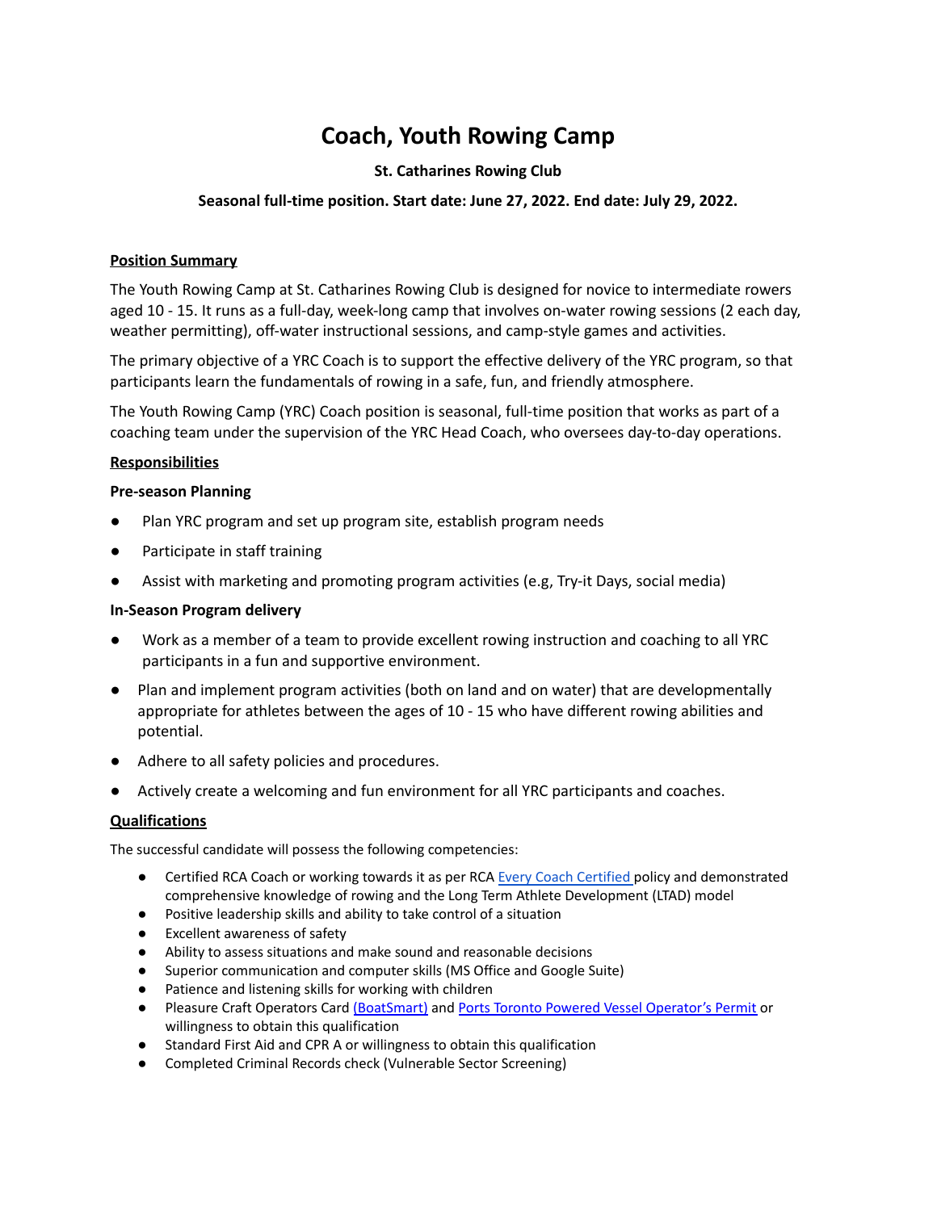# Coach, Youth Rowing Camp

**St. Catharines Rowing Club**

**Seasonal full-time position. Start date: June 27, 2022. End date: July 29, 2022.**

## Position Summary

The Youth Rowing Camp at St. Catharines Rowing Club is designed for novice to intermediate rowers aged 10 - 15. It runs as a full-day, week-long camp that involves on-water rowing sessions (2 each day, weather permitting), off-water instructional sessions, and camp-style games and activities.

The primary objective of a YRC Coach is to support the effective delivery of the YRC program, so that participants learn the fundamentals of rowing in a safe, fun, and friendly atmosphere.

The Youth Rowing Camp (YRC) Coach position is seasonal, full-time position that works as part of a coaching team under the supervision of the YRC Head Coach, who oversees day-to-day operations.

## Responsibilities

### Pre-season Planning

- Plan YRC program and set up program site, establish program needs
- Participate in staff training
- Assist with marketing and promoting program activities (e.g, Try-it Days, social media)

### In-Season Program delivery

- Work as a member of a team to provide excellent rowing instruction and coaching to all YRC participants in a fun and supportive environment.
- Plan and implement program activities (both on land and on water) that are developmentally appropriate for athletes between the ages of 10 - 15 who have different rowing abilities and potential.
- Adhere to all safety policies and procedures.
- Actively create a welcoming and fun environment for all YRC participants and coaches.

## Qualifications

The successful candidate will possess the following competencies:

- Certified RCA Coach or working towards it as per RCA Every Coach Certified policy and demonstrated comprehensive knowledge of rowing and the Long Term Athlete Development (LTAD) model
- Positive leadership skills and ability to take control of a situation
- Excellent awareness of safety
- Ability to assess situations and make sound and reasonable decisions
- Superior communication and computer skills (MS Office and Google Suite)
- Patience and listening skills for working with children
- Pleasure Craft Operators Card (BoatSmart) and Ports Toronto Powered Vessel Operator's Permit or willingness to obtain this qualification
- Standard First Aid and CPR A or willingness to obtain this qualification
- Completed Criminal Records check (Vulnerable Sector Screening)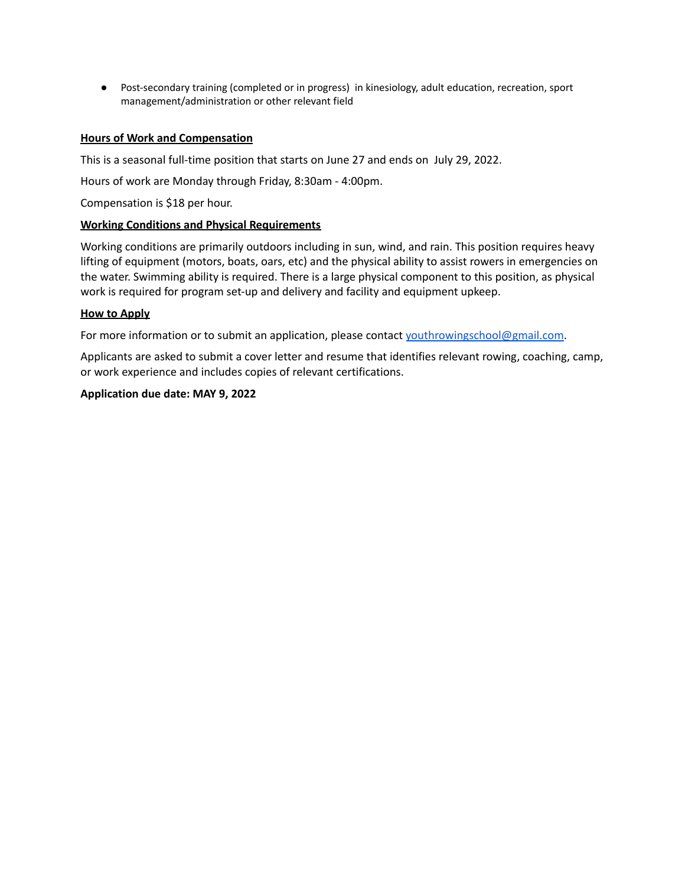- Post-secondary training (completed or in progress) in kinesiology, adult education, recreation, sport management/administration or other relevant field

**Hours of Work and Compensation**

This is a seasonal full-time position that starts on June 27 and ends on July 29, 2022.

Hours of work are Monday through Friday, 8:30am - 4:00pm.

Compensation is $18 per hour.

**Working Conditions and Physical Requirements**

Working conditions are primarily outdoors including in sun, wind, and rain. This position requires heavy lifting of equipment (motors, boats, oars, etc) and the physical ability to assist rowers in emergencies on the water. Swimming ability is required. There is a large physical component to this position, as physical work is required for program set-up and delivery and facility and equipment upkeep.

**How to Apply**

For more information or to submit an application, please contact youthrowingschool@gmail.com.

Applicants are asked to submit a cover letter and resume that identifies relevant rowing, coaching, camp, or work experience and includes copies of relevant certifications.

**Application due date: MAY 9, 2022**